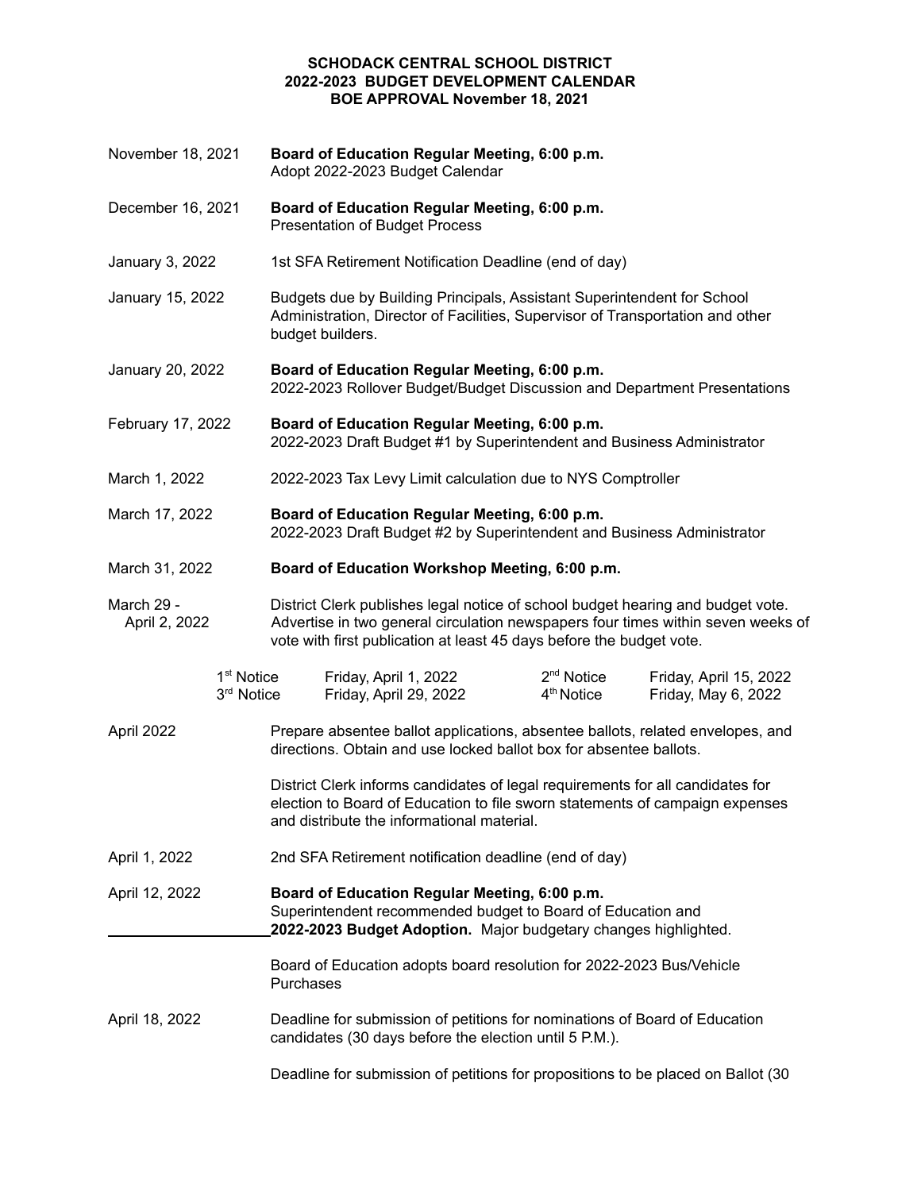**SCHODACK CENTRAL SCHOOL DISTRICT**
**2022-2023 BUDGET DEVELOPMENT CALENDAR**
**BOE APPROVAL November 18, 2021**

November 18, 2021 — **Board of Education Regular Meeting, 6:00 p.m.**
Adopt 2022-2023 Budget Calendar

December 16, 2021 — **Board of Education Regular Meeting, 6:00 p.m.**
Presentation of Budget Process

January 3, 2022 — 1st SFA Retirement Notification Deadline (end of day)

January 15, 2022 — Budgets due by Building Principals, Assistant Superintendent for School Administration, Director of Facilities, Supervisor of Transportation and other budget builders.

January 20, 2022 — **Board of Education Regular Meeting, 6:00 p.m.**
2022-2023 Rollover Budget/Budget Discussion and Department Presentations

February 17, 2022 — **Board of Education Regular Meeting, 6:00 p.m.**
2022-2023 Draft Budget #1 by Superintendent and Business Administrator

March 1, 2022 — 2022-2023 Tax Levy Limit calculation due to NYS Comptroller

March 17, 2022 — **Board of Education Regular Meeting, 6:00 p.m.**
2022-2023 Draft Budget #2 by Superintendent and Business Administrator

March 31, 2022 — **Board of Education Workshop Meeting, 6:00 p.m.**

March 29 - April 2, 2022 — District Clerk publishes legal notice of school budget hearing and budget vote. Advertise in two general circulation newspapers four times within seven weeks of vote with first publication at least 45 days before the budget vote.

| | | | |
|---|---|---|---|
| 1st Notice | Friday, April 1, 2022 | 2nd Notice | Friday, April 15, 2022 |
| 3rd Notice | Friday, April 29, 2022 | 4th Notice | Friday, May 6, 2022 |

April 2022 — Prepare absentee ballot applications, absentee ballots, related envelopes, and directions. Obtain and use locked ballot box for absentee ballots.

District Clerk informs candidates of legal requirements for all candidates for election to Board of Education to file sworn statements of campaign expenses and distribute the informational material.

April 1, 2022 — 2nd SFA Retirement notification deadline (end of day)

April 12, 2022 — **Board of Education Regular Meeting, 6:00 p.m.**
Superintendent recommended budget to Board of Education and **2022-2023 Budget Adoption.** Major budgetary changes highlighted.

Board of Education adopts board resolution for 2022-2023 Bus/Vehicle Purchases

April 18, 2022 — Deadline for submission of petitions for nominations of Board of Education candidates (30 days before the election until 5 P.M.).

Deadline for submission of petitions for propositions to be placed on Ballot (30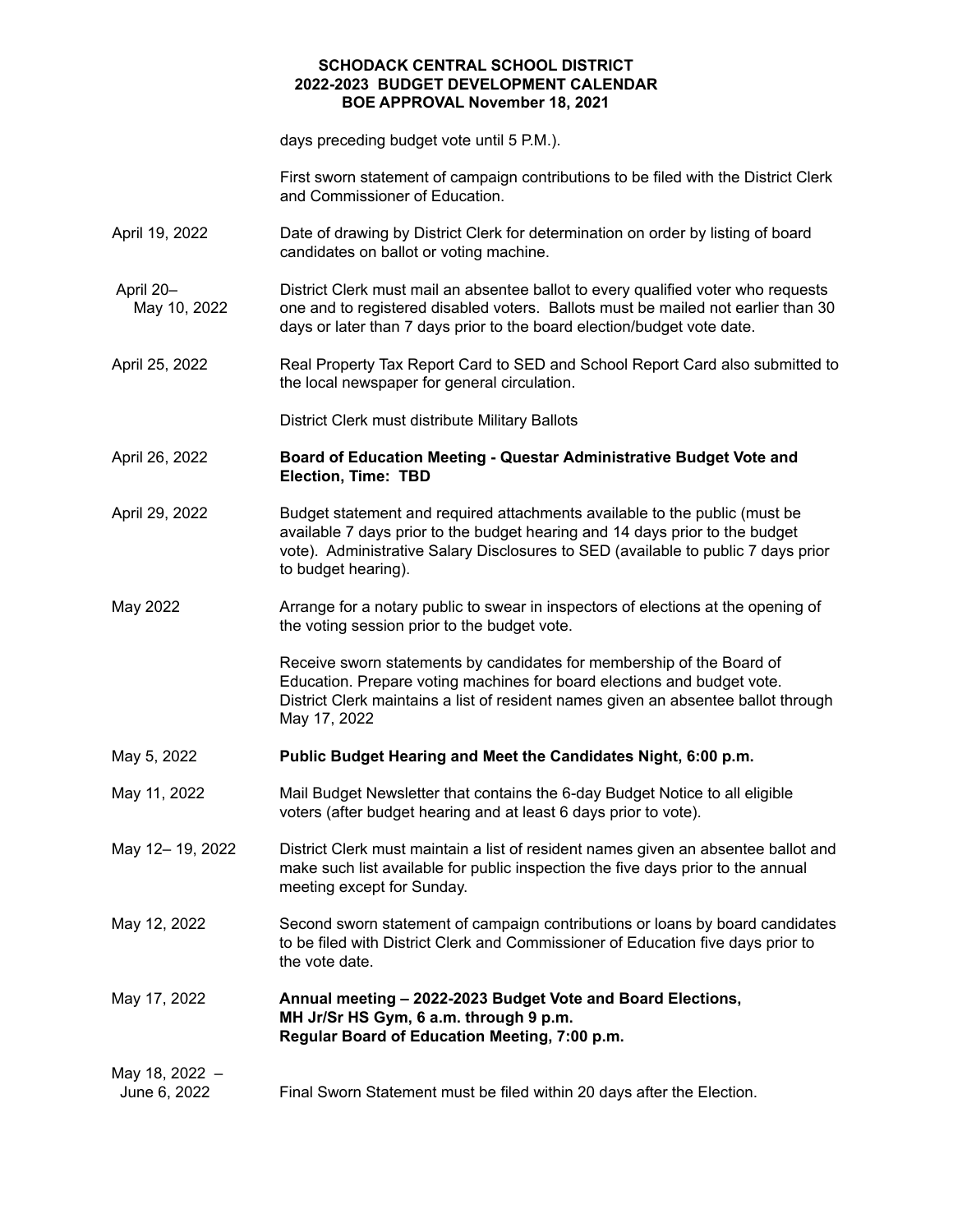**SCHODACK CENTRAL SCHOOL DISTRICT**
**2022-2023 BUDGET DEVELOPMENT CALENDAR**
**BOE APPROVAL November 18, 2021**

| | |
|---|---|
| | days preceding budget vote until 5 P.M.). |
| | First sworn statement of campaign contributions to be filed with the District Clerk and Commissioner of Education. |
| April 19, 2022 | Date of drawing by District Clerk for determination on order by listing of board candidates on ballot or voting machine. |
| April 20– May 10, 2022 | District Clerk must mail an absentee ballot to every qualified voter who requests one and to registered disabled voters. Ballots must be mailed not earlier than 30 days or later than 7 days prior to the board election/budget vote date. |
| April 25, 2022 | Real Property Tax Report Card to SED and School Report Card also submitted to the local newspaper for general circulation. |
| | District Clerk must distribute Military Ballots |
| April 26, 2022 | **Board of Education Meeting - Questar Administrative Budget Vote and Election, Time: TBD** |
| April 29, 2022 | Budget statement and required attachments available to the public (must be available 7 days prior to the budget hearing and 14 days prior to the budget vote). Administrative Salary Disclosures to SED (available to public 7 days prior to budget hearing). |
| May 2022 | Arrange for a notary public to swear in inspectors of elections at the opening of the voting session prior to the budget vote. |
| | Receive sworn statements by candidates for membership of the Board of Education. Prepare voting machines for board elections and budget vote. District Clerk maintains a list of resident names given an absentee ballot through May 17, 2022 |
| May 5, 2022 | **Public Budget Hearing and Meet the Candidates Night, 6:00 p.m.** |
| May 11, 2022 | Mail Budget Newsletter that contains the 6-day Budget Notice to all eligible voters (after budget hearing and at least 6 days prior to vote). |
| May 12– 19, 2022 | District Clerk must maintain a list of resident names given an absentee ballot and make such list available for public inspection the five days prior to the annual meeting except for Sunday. |
| May 12, 2022 | Second sworn statement of campaign contributions or loans by board candidates to be filed with District Clerk and Commissioner of Education five days prior to the vote date. |
| May 17, 2022 | **Annual meeting – 2022-2023 Budget Vote and Board Elections, MH Jr/Sr HS Gym, 6 a.m. through 9 p.m. Regular Board of Education Meeting, 7:00 p.m.** |
| May 18, 2022 – June 6, 2022 | Final Sworn Statement must be filed within 20 days after the Election. |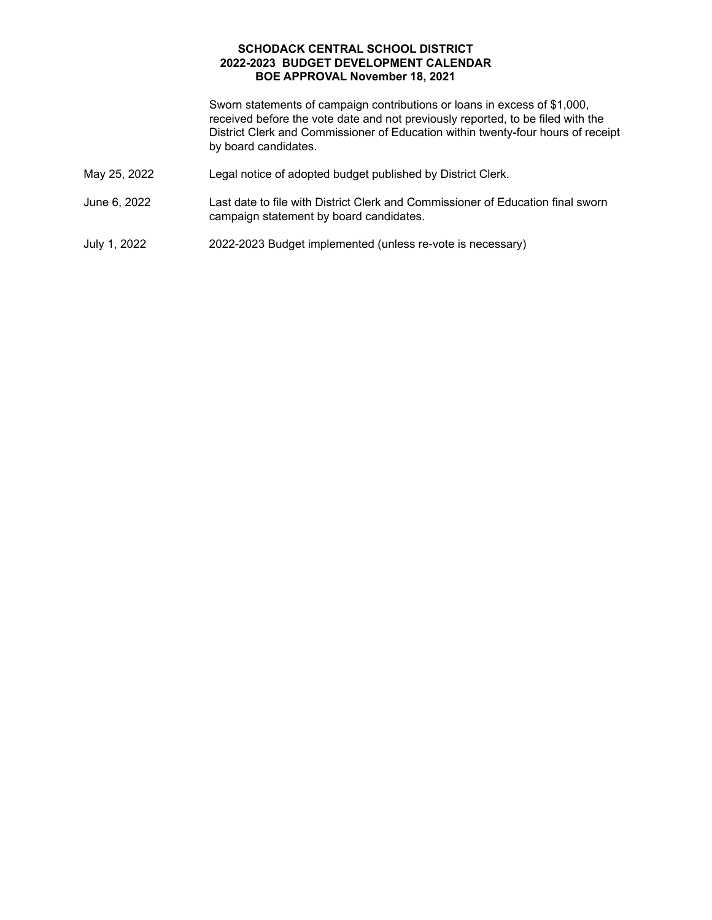**SCHODACK CENTRAL SCHOOL DISTRICT**
**2022-2023 BUDGET DEVELOPMENT CALENDAR**
**BOE APPROVAL November 18, 2021**

| | |
|---|---|
| | Sworn statements of campaign contributions or loans in excess of $1,000, received before the vote date and not previously reported, to be filed with the District Clerk and Commissioner of Education within twenty-four hours of receipt by board candidates. |
| May 25, 2022 | Legal notice of adopted budget published by District Clerk. |
| June 6, 2022 | Last date to file with District Clerk and Commissioner of Education final sworn campaign statement by board candidates. |
| July 1, 2022 | 2022-2023 Budget implemented (unless re-vote is necessary) |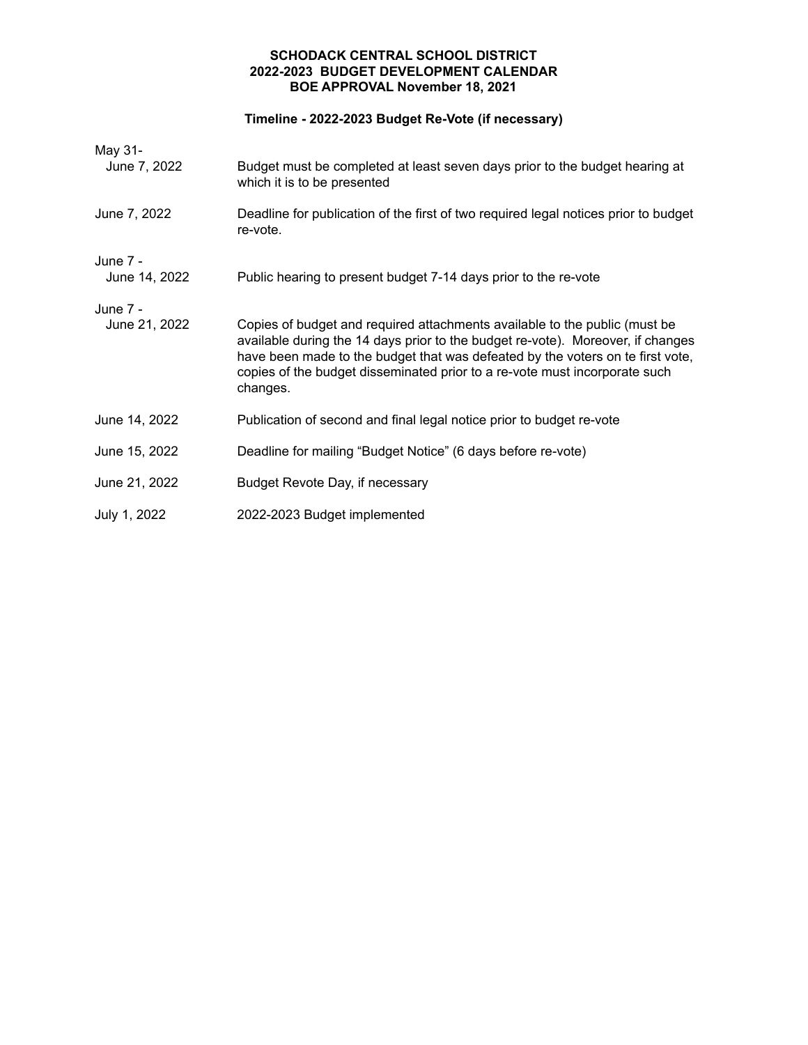**SCHODACK CENTRAL SCHOOL DISTRICT**
**2022-2023 BUDGET DEVELOPMENT CALENDAR**
**BOE APPROVAL November 18, 2021**

**Timeline - 2022-2023 Budget Re-Vote (if necessary)**

| | |
|---|---|
| May 31- June 7, 2022 | Budget must be completed at least seven days prior to the budget hearing at which it is to be presented |
| June 7, 2022 | Deadline for publication of the first of two required legal notices prior to budget re-vote. |
| June 7 - June 14, 2022 | Public hearing to present budget 7-14 days prior to the re-vote |
| June 7 - June 21, 2022 | Copies of budget and required attachments available to the public (must be available during the 14 days prior to the budget re-vote). Moreover, if changes have been made to the budget that was defeated by the voters on te first vote, copies of the budget disseminated prior to a re-vote must incorporate such changes. |
| June 14, 2022 | Publication of second and final legal notice prior to budget re-vote |
| June 15, 2022 | Deadline for mailing “Budget Notice” (6 days before re-vote) |
| June 21, 2022 | Budget Revote Day, if necessary |
| July 1, 2022 | 2022-2023 Budget implemented |